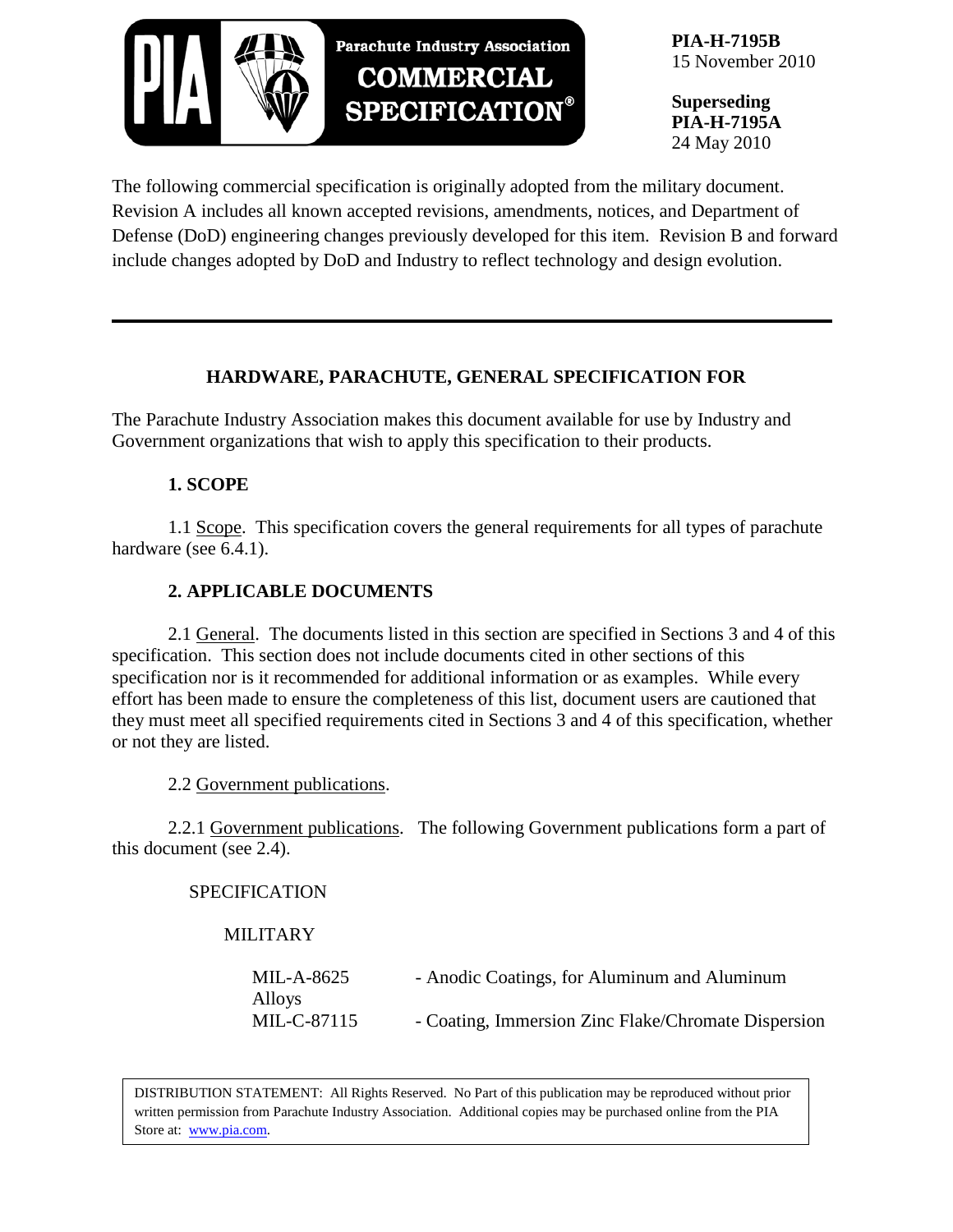Parachute Industry Association **COMMERCIAL SPECIFICATION®**

**PIA-H-7195B**
15 November 2010

**Superseding**
**PIA-H-7195A**
24 May 2010

The following commercial specification is originally adopted from the military document. Revision A includes all known accepted revisions, amendments, notices, and Department of Defense (DoD) engineering changes previously developed for this item. Revision B and forward include changes adopted by DoD and Industry to reflect technology and design evolution.

---

## HARDWARE, PARACHUTE, GENERAL SPECIFICATION FOR

The Parachute Industry Association makes this document available for use by Industry and Government organizations that wish to apply this specification to their products.

### 1. SCOPE

1.1 Scope. This specification covers the general requirements for all types of parachute hardware (see 6.4.1).

### 2. APPLICABLE DOCUMENTS

2.1 General. The documents listed in this section are specified in Sections 3 and 4 of this specification. This section does not include documents cited in other sections of this specification nor is it recommended for additional information or as examples. While every effort has been made to ensure the completeness of this list, document users are cautioned that they must meet all specified requirements cited in Sections 3 and 4 of this specification, whether or not they are listed.

2.2 Government publications.

2.2.1 Government publications. The following Government publications form a part of this document (see 2.4).

SPECIFICATION

MILITARY

| | |
|---|---|
| MIL-A-8625 | - Anodic Coatings, for Aluminum and Aluminum Alloys |
| MIL-C-87115 | - Coating, Immersion Zinc Flake/Chromate Dispersion |

DISTRIBUTION STATEMENT: All Rights Reserved. No Part of this publication may be reproduced without prior written permission from Parachute Industry Association. Additional copies may be purchased online from the PIA Store at: www.pia.com.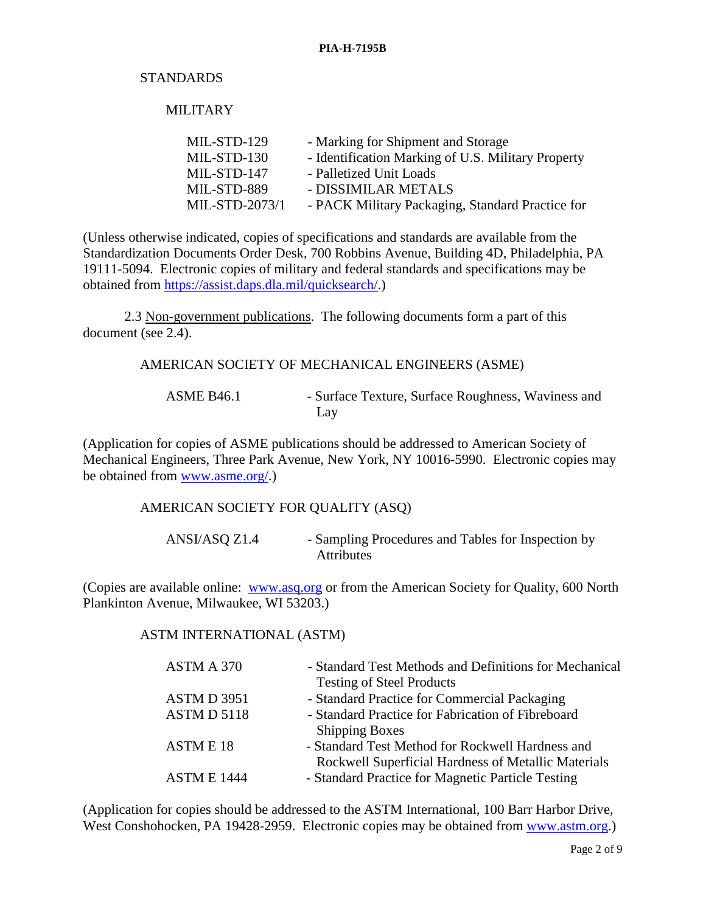STANDARDS

MILITARY

| | |
|---|---|
| MIL-STD-129 | - Marking for Shipment and Storage |
| MIL-STD-130 | - Identification Marking of U.S. Military Property |
| MIL-STD-147 | - Palletized Unit Loads |
| MIL-STD-889 | - DISSIMILAR METALS |
| MIL-STD-2073/1 | - PACK Military Packaging, Standard Practice for |

(Unless otherwise indicated, copies of specifications and standards are available from the Standardization Documents Order Desk, 700 Robbins Avenue, Building 4D, Philadelphia, PA 19111-5094. Electronic copies of military and federal standards and specifications may be obtained from https://assist.daps.dla.mil/quicksearch/.)

2.3 Non-government publications. The following documents form a part of this document (see 2.4).

AMERICAN SOCIETY OF MECHANICAL ENGINEERS (ASME)

| | |
|---|---|
| ASME B46.1 | - Surface Texture, Surface Roughness, Waviness and Lay |

(Application for copies of ASME publications should be addressed to American Society of Mechanical Engineers, Three Park Avenue, New York, NY 10016-5990. Electronic copies may be obtained from www.asme.org/.)

AMERICAN SOCIETY FOR QUALITY (ASQ)

| | |
|---|---|
| ANSI/ASQ Z1.4 | - Sampling Procedures and Tables for Inspection by Attributes |

(Copies are available online: www.asq.org or from the American Society for Quality, 600 North Plankinton Avenue, Milwaukee, WI 53203.)

ASTM INTERNATIONAL (ASTM)

| | |
|---|---|
| ASTM A 370 | - Standard Test Methods and Definitions for Mechanical Testing of Steel Products |
| ASTM D 3951 | - Standard Practice for Commercial Packaging |
| ASTM D 5118 | - Standard Practice for Fabrication of Fibreboard Shipping Boxes |
| ASTM E 18 | - Standard Test Method for Rockwell Hardness and Rockwell Superficial Hardness of Metallic Materials |
| ASTM E 1444 | - Standard Practice for Magnetic Particle Testing |

(Application for copies should be addressed to the ASTM International, 100 Barr Harbor Drive, West Conshohocken, PA 19428-2959. Electronic copies may be obtained from www.astm.org.)